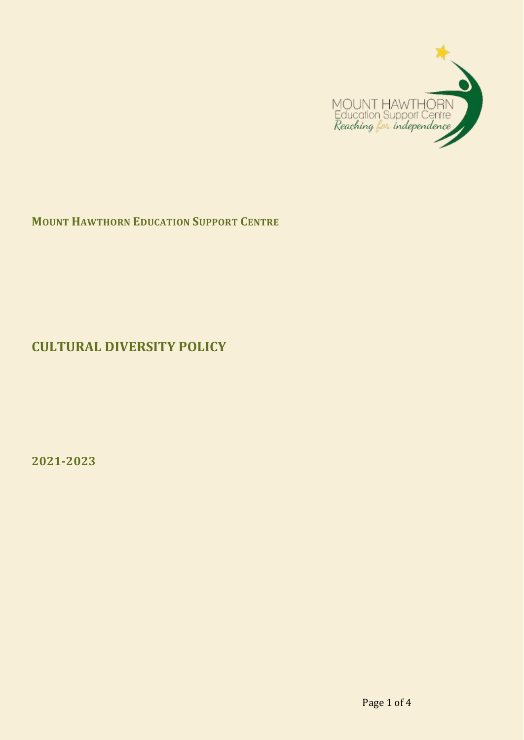MOUNT HAWTHORN
Education Support Centre
*Reaching for independence*

**MOUNT HAWTHORN EDUCATION SUPPORT CENTRE**

# CULTURAL DIVERSITY POLICY

**2021-2023**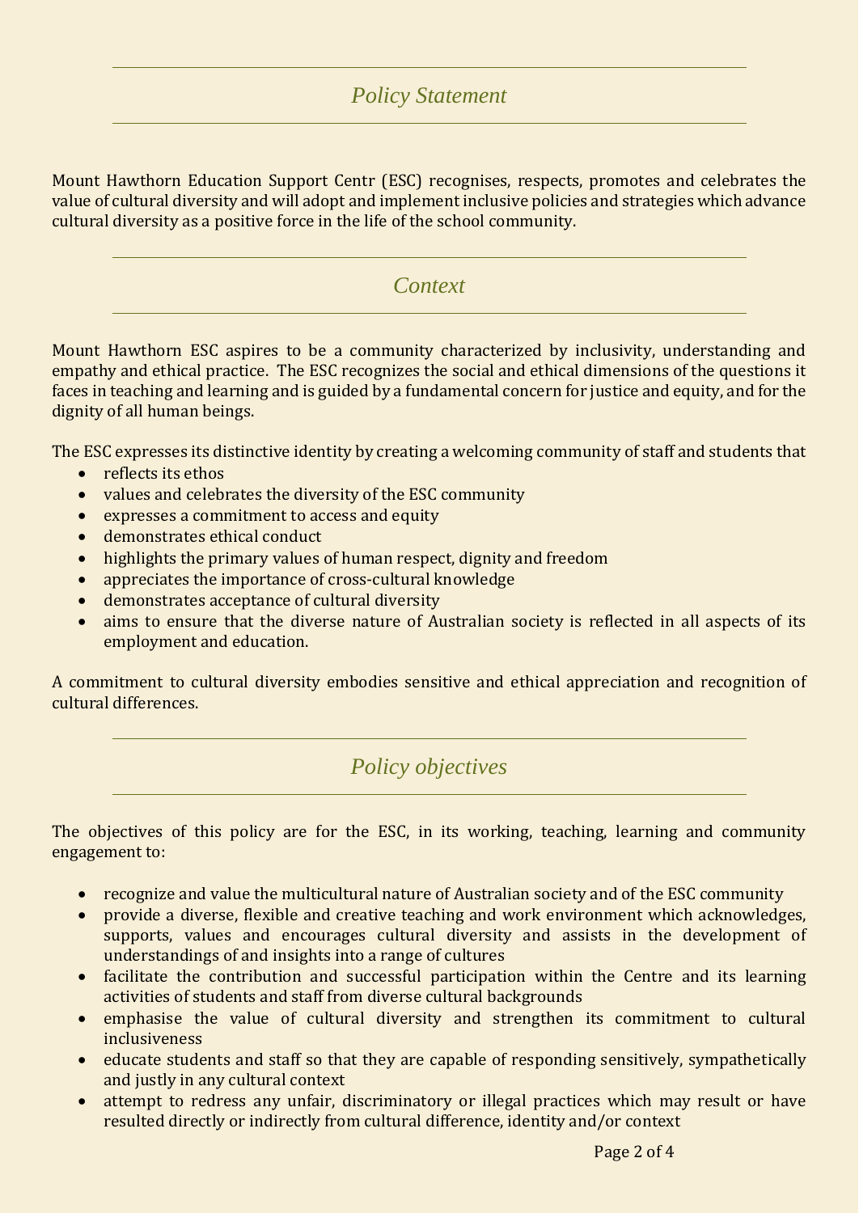## *Policy Statement*

Mount Hawthorn Education Support Centr (ESC) recognises, respects, promotes and celebrates the value of cultural diversity and will adopt and implement inclusive policies and strategies which advance cultural diversity as a positive force in the life of the school community.

## *Context*

Mount Hawthorn ESC aspires to be a community characterized by inclusivity, understanding and empathy and ethical practice. The ESC recognizes the social and ethical dimensions of the questions it faces in teaching and learning and is guided by a fundamental concern for justice and equity, and for the dignity of all human beings.

The ESC expresses its distinctive identity by creating a welcoming community of staff and students that

- reflects its ethos
- values and celebrates the diversity of the ESC community
- expresses a commitment to access and equity
- demonstrates ethical conduct
- highlights the primary values of human respect, dignity and freedom
- appreciates the importance of cross-cultural knowledge
- demonstrates acceptance of cultural diversity
- aims to ensure that the diverse nature of Australian society is reflected in all aspects of its employment and education.

A commitment to cultural diversity embodies sensitive and ethical appreciation and recognition of cultural differences.

## *Policy objectives*

The objectives of this policy are for the ESC, in its working, teaching, learning and community engagement to:

- recognize and value the multicultural nature of Australian society and of the ESC community
- provide a diverse, flexible and creative teaching and work environment which acknowledges, supports, values and encourages cultural diversity and assists in the development of understandings of and insights into a range of cultures
- facilitate the contribution and successful participation within the Centre and its learning activities of students and staff from diverse cultural backgrounds
- emphasise the value of cultural diversity and strengthen its commitment to cultural inclusiveness
- educate students and staff so that they are capable of responding sensitively, sympathetically and justly in any cultural context
- attempt to redress any unfair, discriminatory or illegal practices which may result or have resulted directly or indirectly from cultural difference, identity and/or context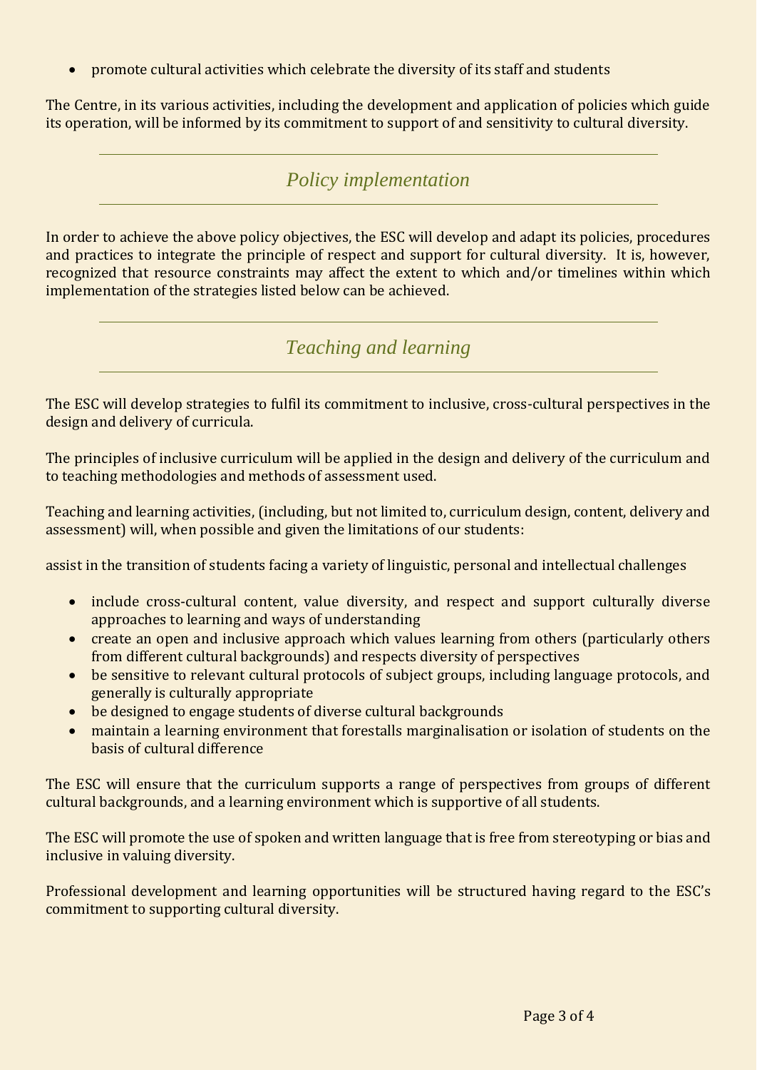- promote cultural activities which celebrate the diversity of its staff and students

The Centre, in its various activities, including the development and application of policies which guide its operation, will be informed by its commitment to support of and sensitivity to cultural diversity.

## *Policy implementation*

In order to achieve the above policy objectives, the ESC will develop and adapt its policies, procedures and practices to integrate the principle of respect and support for cultural diversity. It is, however, recognized that resource constraints may affect the extent to which and/or timelines within which implementation of the strategies listed below can be achieved.

## *Teaching and learning*

The ESC will develop strategies to fulfil its commitment to inclusive, cross-cultural perspectives in the design and delivery of curricula.

The principles of inclusive curriculum will be applied in the design and delivery of the curriculum and to teaching methodologies and methods of assessment used.

Teaching and learning activities, (including, but not limited to, curriculum design, content, delivery and assessment) will, when possible and given the limitations of our students:

assist in the transition of students facing a variety of linguistic, personal and intellectual challenges

- include cross-cultural content, value diversity, and respect and support culturally diverse approaches to learning and ways of understanding
- create an open and inclusive approach which values learning from others (particularly others from different cultural backgrounds) and respects diversity of perspectives
- be sensitive to relevant cultural protocols of subject groups, including language protocols, and generally is culturally appropriate
- be designed to engage students of diverse cultural backgrounds
- maintain a learning environment that forestalls marginalisation or isolation of students on the basis of cultural difference

The ESC will ensure that the curriculum supports a range of perspectives from groups of different cultural backgrounds, and a learning environment which is supportive of all students.

The ESC will promote the use of spoken and written language that is free from stereotyping or bias and inclusive in valuing diversity.

Professional development and learning opportunities will be structured having regard to the ESC's commitment to supporting cultural diversity.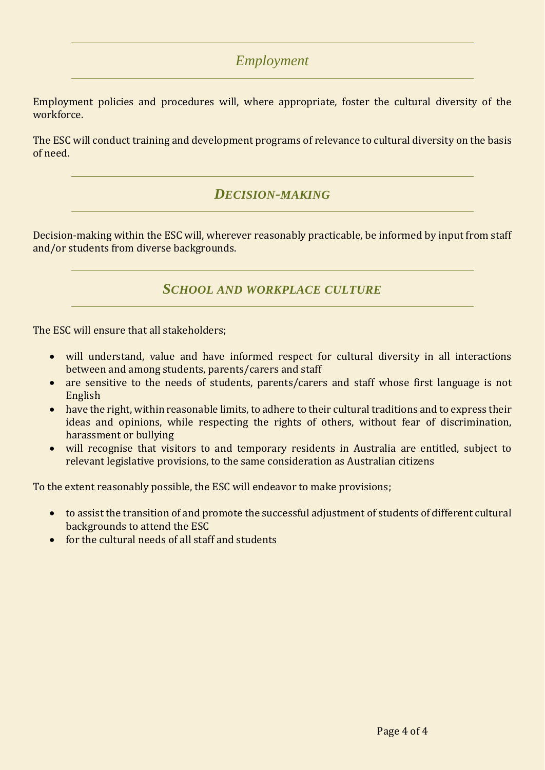## *Employment*

Employment policies and procedures will, where appropriate, foster the cultural diversity of the workforce.

The ESC will conduct training and development programs of relevance to cultural diversity on the basis of need.

## *DECISION-MAKING*

Decision-making within the ESC will, wherever reasonably practicable, be informed by input from staff and/or students from diverse backgrounds.

## *SCHOOL AND WORKPLACE CULTURE*

The ESC will ensure that all stakeholders;

- will understand, value and have informed respect for cultural diversity in all interactions between and among students, parents/carers and staff
- are sensitive to the needs of students, parents/carers and staff whose first language is not English
- have the right, within reasonable limits, to adhere to their cultural traditions and to express their ideas and opinions, while respecting the rights of others, without fear of discrimination, harassment or bullying
- will recognise that visitors to and temporary residents in Australia are entitled, subject to relevant legislative provisions, to the same consideration as Australian citizens

To the extent reasonably possible, the ESC will endeavor to make provisions;

- to assist the transition of and promote the successful adjustment of students of different cultural backgrounds to attend the ESC
- for the cultural needs of all staff and students